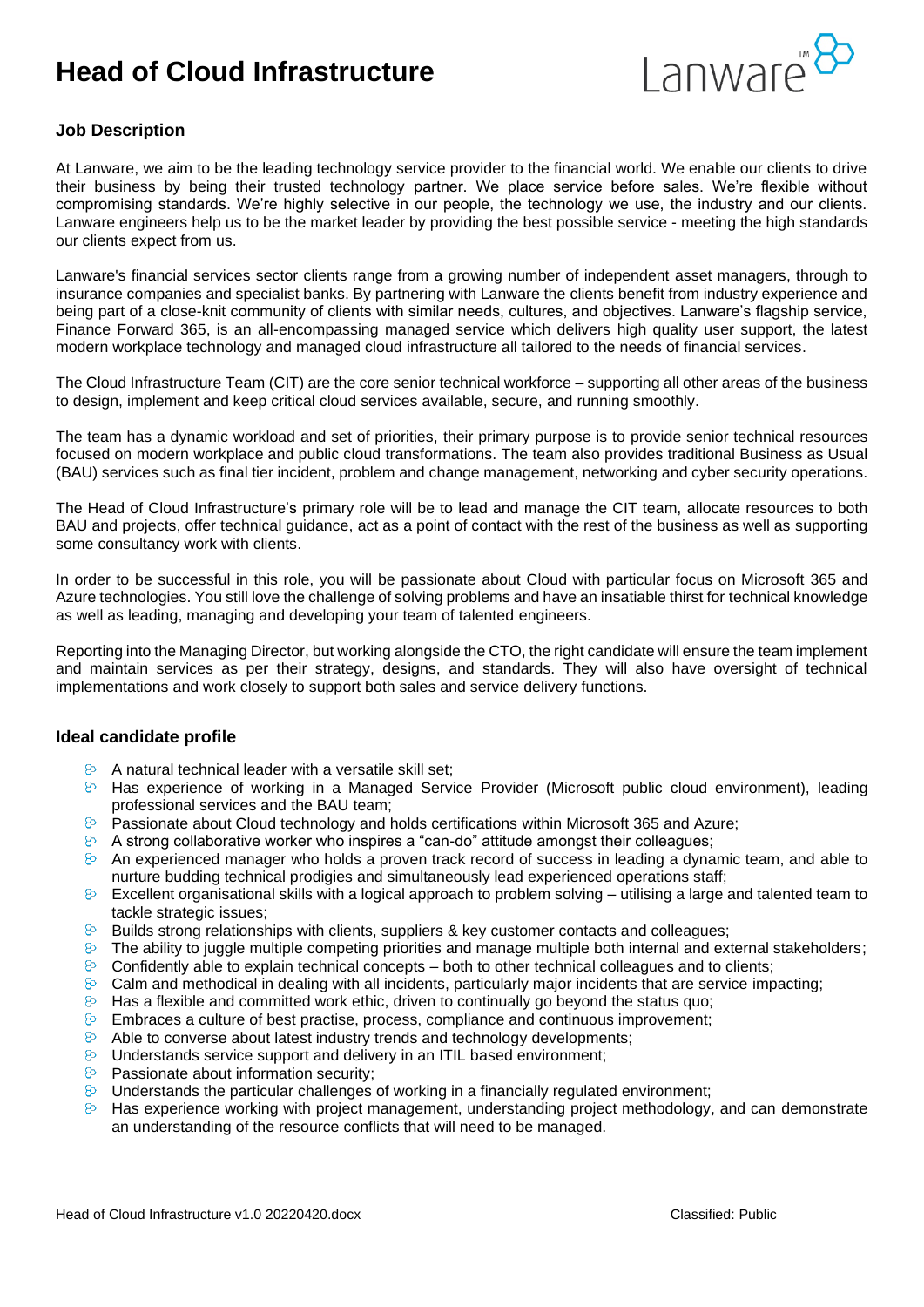# Head of Cloud Infrastructure

## Job Description

At Lanware, we aim to be the leading technology service provider to the financial world. We enable our clients to drive their business by being their trusted technology partner. We place service before sales. We're flexible without compromising standards. We're highly selective in our people, the technology we use, the industry and our clients. Lanware engineers help us to be the market leader by providing the best possible service - meeting the high standards our clients expect from us.

Lanware's financial services sector clients range from a growing number of independent asset managers, through to insurance companies and specialist banks. By partnering with Lanware the clients benefit from industry experience and being part of a close-knit community of clients with similar needs, cultures, and objectives. Lanware's flagship service, Finance Forward 365, is an all-encompassing managed service which delivers high quality user support, the latest modern workplace technology and managed cloud infrastructure all tailored to the needs of financial services.

The Cloud Infrastructure Team (CIT) are the core senior technical workforce – supporting all other areas of the business to design, implement and keep critical cloud services available, secure, and running smoothly.

The team has a dynamic workload and set of priorities, their primary purpose is to provide senior technical resources focused on modern workplace and public cloud transformations. The team also provides traditional Business as Usual (BAU) services such as final tier incident, problem and change management, networking and cyber security operations.

The Head of Cloud Infrastructure's primary role will be to lead and manage the CIT team, allocate resources to both BAU and projects, offer technical guidance, act as a point of contact with the rest of the business as well as supporting some consultancy work with clients.

In order to be successful in this role, you will be passionate about Cloud with particular focus on Microsoft 365 and Azure technologies. You still love the challenge of solving problems and have an insatiable thirst for technical knowledge as well as leading, managing and developing your team of talented engineers.

Reporting into the Managing Director, but working alongside the CTO, the right candidate will ensure the team implement and maintain services as per their strategy, designs, and standards. They will also have oversight of technical implementations and work closely to support both sales and service delivery functions.

## Ideal candidate profile

- A natural technical leader with a versatile skill set;
- Has experience of working in a Managed Service Provider (Microsoft public cloud environment), leading professional services and the BAU team;
- Passionate about Cloud technology and holds certifications within Microsoft 365 and Azure;
- A strong collaborative worker who inspires a "can-do" attitude amongst their colleagues;
- An experienced manager who holds a proven track record of success in leading a dynamic team, and able to nurture budding technical prodigies and simultaneously lead experienced operations staff;
- Excellent organisational skills with a logical approach to problem solving – utilising a large and talented team to tackle strategic issues;
- Builds strong relationships with clients, suppliers & key customer contacts and colleagues;
- The ability to juggle multiple competing priorities and manage multiple both internal and external stakeholders;
- Confidently able to explain technical concepts – both to other technical colleagues and to clients;
- Calm and methodical in dealing with all incidents, particularly major incidents that are service impacting;
- Has a flexible and committed work ethic, driven to continually go beyond the status quo;
- Embraces a culture of best practise, process, compliance and continuous improvement;
- Able to converse about latest industry trends and technology developments;
- Understands service support and delivery in an ITIL based environment;
- Passionate about information security;
- Understands the particular challenges of working in a financially regulated environment;
- Has experience working with project management, understanding project methodology, and can demonstrate an understanding of the resource conflicts that will need to be managed.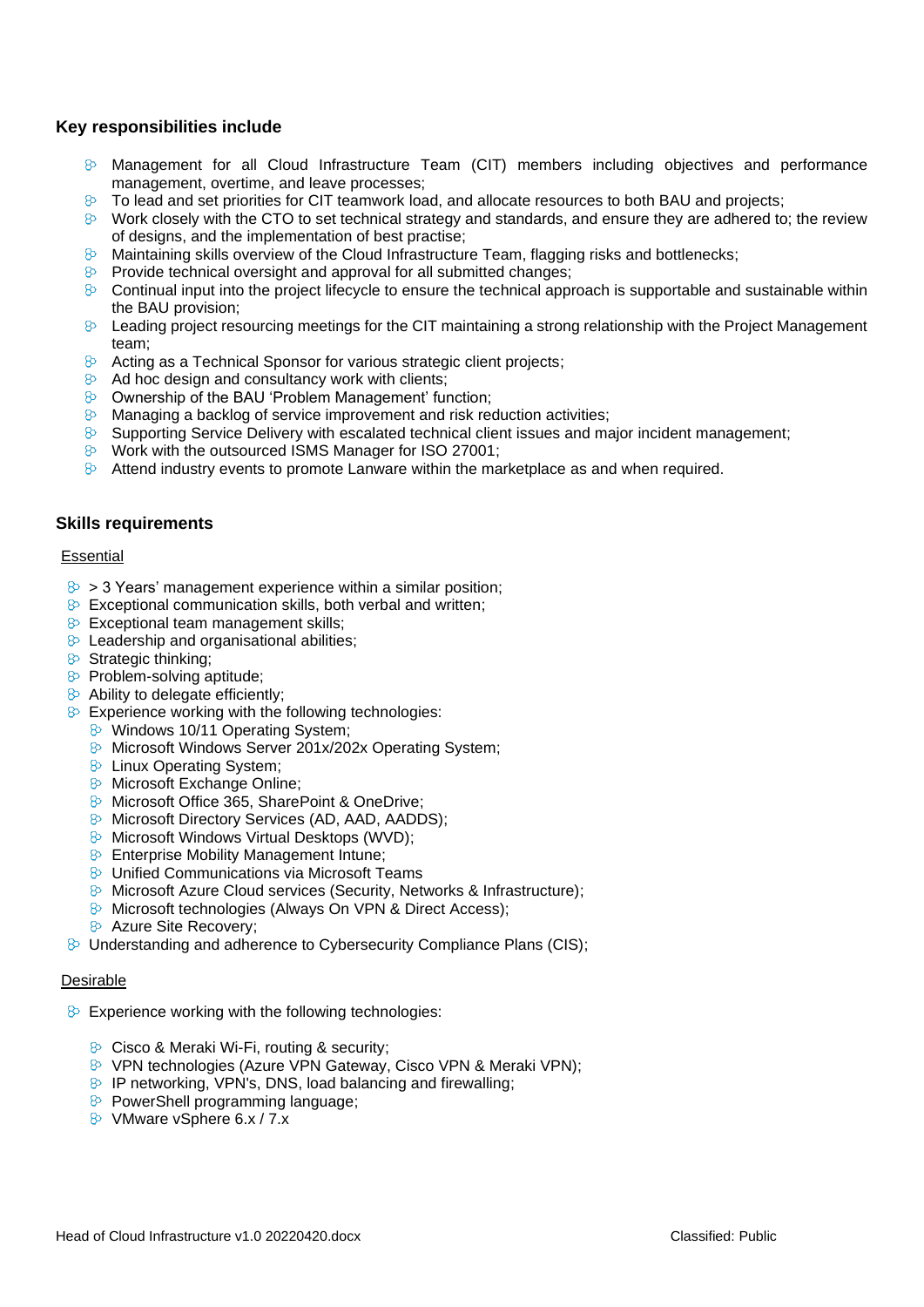### Key responsibilities include

- Management for all Cloud Infrastructure Team (CIT) members including objectives and performance management, overtime, and leave processes;
- To lead and set priorities for CIT teamwork load, and allocate resources to both BAU and projects;
- Work closely with the CTO to set technical strategy and standards, and ensure they are adhered to; the review of designs, and the implementation of best practise;
- Maintaining skills overview of the Cloud Infrastructure Team, flagging risks and bottlenecks;
- Provide technical oversight and approval for all submitted changes;
- Continual input into the project lifecycle to ensure the technical approach is supportable and sustainable within the BAU provision;
- Leading project resourcing meetings for the CIT maintaining a strong relationship with the Project Management team;
- Acting as a Technical Sponsor for various strategic client projects;
- Ad hoc design and consultancy work with clients;
- Ownership of the BAU 'Problem Management' function;
- Managing a backlog of service improvement and risk reduction activities;
- Supporting Service Delivery with escalated technical client issues and major incident management;
- Work with the outsourced ISMS Manager for ISO 27001;
- Attend industry events to promote Lanware within the marketplace as and when required.

### Skills requirements

<u>Essential</u>

- > 3 Years' management experience within a similar position;
- Exceptional communication skills, both verbal and written;
- Exceptional team management skills;
- Leadership and organisational abilities;
- Strategic thinking;
- Problem-solving aptitude;
- Ability to delegate efficiently;
- Experience working with the following technologies:
  - Windows 10/11 Operating System;
  - Microsoft Windows Server 201x/202x Operating System;
  - Linux Operating System;
  - Microsoft Exchange Online;
  - Microsoft Office 365, SharePoint & OneDrive;
  - Microsoft Directory Services (AD, AAD, AADDS);
  - Microsoft Windows Virtual Desktops (WVD);
  - Enterprise Mobility Management Intune;
  - Unified Communications via Microsoft Teams
  - Microsoft Azure Cloud services (Security, Networks & Infrastructure);
  - Microsoft technologies (Always On VPN & Direct Access);
  - Azure Site Recovery;
- Understanding and adherence to Cybersecurity Compliance Plans (CIS);

<u>Desirable</u>

- Experience working with the following technologies:
  - Cisco & Meraki Wi-Fi, routing & security;
  - VPN technologies (Azure VPN Gateway, Cisco VPN & Meraki VPN);
  - IP networking, VPN's, DNS, load balancing and firewalling;
  - PowerShell programming language;
  - VMware vSphere 6.x / 7.x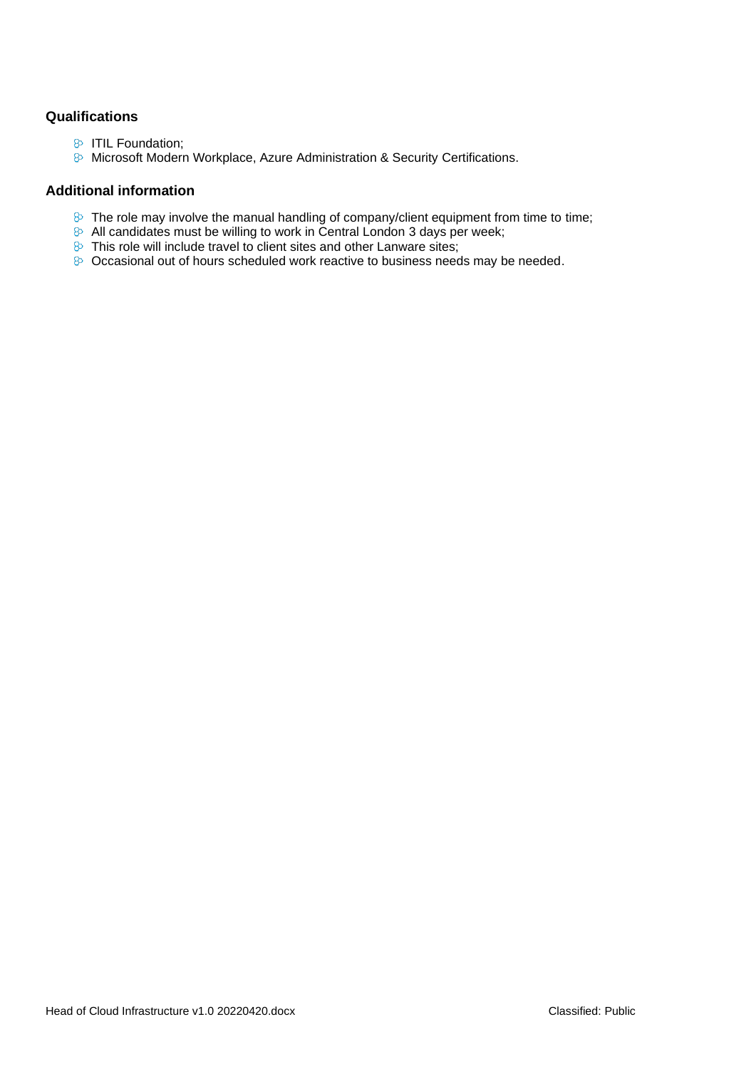### Qualifications

- ITIL Foundation;
- Microsoft Modern Workplace, Azure Administration & Security Certifications.

### Additional information

- The role may involve the manual handling of company/client equipment from time to time;
- All candidates must be willing to work in Central London 3 days per week;
- This role will include travel to client sites and other Lanware sites;
- Occasional out of hours scheduled work reactive to business needs may be needed.